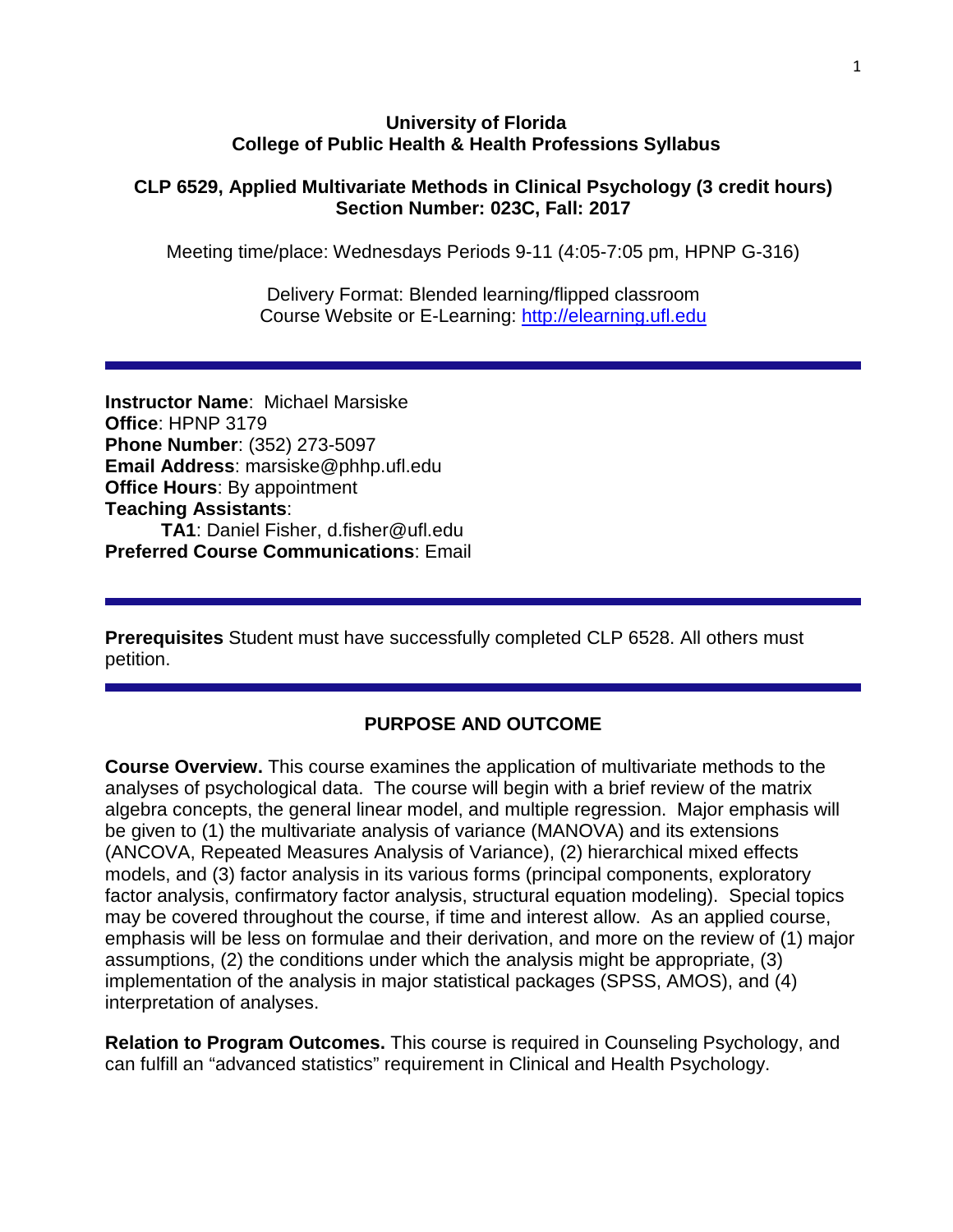**University of Florida**
**College of Public Health & Health Professions Syllabus**

**CLP 6529, Applied Multivariate Methods in Clinical Psychology (3 credit hours)**
**Section Number: 023C, Fall: 2017**

Meeting time/place: Wednesdays Periods 9-11 (4:05-7:05 pm, HPNP G-316)

Delivery Format: Blended learning/flipped classroom
Course Website or E-Learning: [http://elearning.ufl.edu](http://elearning.ufl.edu)

---

**Instructor Name**: Michael Marsiske
**Office**: HPNP 3179
**Phone Number**: (352) 273-5097
**Email Address**: marsiske@phhp.ufl.edu
**Office Hours**: By appointment
**Teaching Assistants**:
**TA1**: Daniel Fisher, d.fisher@ufl.edu
**Preferred Course Communications**: Email

---

**Prerequisites** Student must have successfully completed CLP 6528. All others must petition.

---

## PURPOSE AND OUTCOME

**Course Overview.** This course examines the application of multivariate methods to the analyses of psychological data. The course will begin with a brief review of the matrix algebra concepts, the general linear model, and multiple regression. Major emphasis will be given to (1) the multivariate analysis of variance (MANOVA) and its extensions (ANCOVA, Repeated Measures Analysis of Variance), (2) hierarchical mixed effects models, and (3) factor analysis in its various forms (principal components, exploratory factor analysis, confirmatory factor analysis, structural equation modeling). Special topics may be covered throughout the course, if time and interest allow. As an applied course, emphasis will be less on formulae and their derivation, and more on the review of (1) major assumptions, (2) the conditions under which the analysis might be appropriate, (3) implementation of the analysis in major statistical packages (SPSS, AMOS), and (4) interpretation of analyses.

**Relation to Program Outcomes.** This course is required in Counseling Psychology, and can fulfill an "advanced statistics" requirement in Clinical and Health Psychology.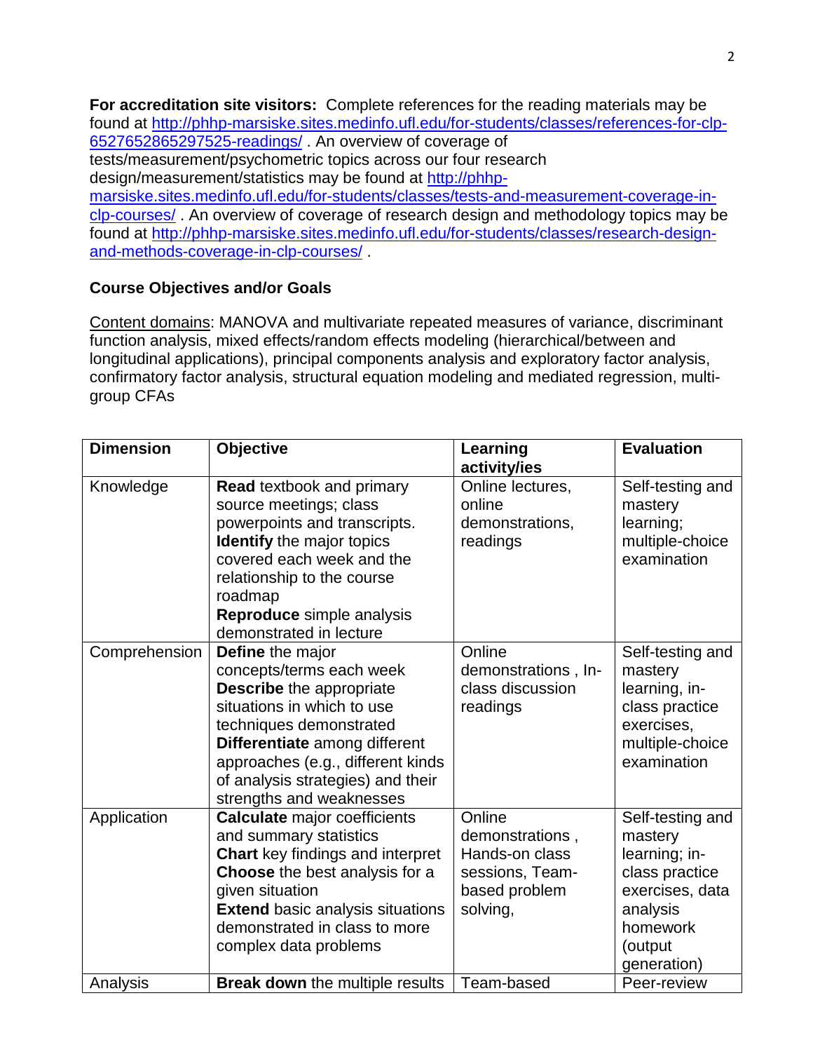**For accreditation site visitors:** Complete references for the reading materials may be found at [http://phhp-marsiske.sites.medinfo.ufl.edu/for-students/classes/references-for-clp-6527652865297525-readings/](http://phhp-marsiske.sites.medinfo.ufl.edu/for-students/classes/references-for-clp-6527652865297525-readings/) . An overview of coverage of tests/measurement/psychometric topics across our four research design/measurement/statistics may be found at [http://phhp-marsiske.sites.medinfo.ufl.edu/for-students/classes/tests-and-measurement-coverage-in-clp-courses/](http://phhp-marsiske.sites.medinfo.ufl.edu/for-students/classes/tests-and-measurement-coverage-in-clp-courses/) . An overview of coverage of research design and methodology topics may be found at [http://phhp-marsiske.sites.medinfo.ufl.edu/for-students/classes/research-design-and-methods-coverage-in-clp-courses/](http://phhp-marsiske.sites.medinfo.ufl.edu/for-students/classes/research-design-and-methods-coverage-in-clp-courses/) .

**Course Objectives and/or Goals**

Content domains: MANOVA and multivariate repeated measures of variance, discriminant function analysis, mixed effects/random effects modeling (hierarchical/between and longitudinal applications), principal components analysis and exploratory factor analysis, confirmatory factor analysis, structural equation modeling and mediated regression, multi-group CFAs

| Dimension | Objective | Learning activity/ies | Evaluation |
|---|---|---|---|
| Knowledge | **Read** textbook and primary source meetings; class powerpoints and transcripts. **Identify** the major topics covered each week and the relationship to the course roadmap **Reproduce** simple analysis demonstrated in lecture | Online lectures, online demonstrations, readings | Self-testing and mastery learning; multiple-choice examination |
| Comprehension | **Define** the major concepts/terms each week **Describe** the appropriate situations in which to use techniques demonstrated **Differentiate** among different approaches (e.g., different kinds of analysis strategies) and their strengths and weaknesses | Online demonstrations , In-class discussion readings | Self-testing and mastery learning, in-class practice exercises, multiple-choice examination |
| Application | **Calculate** major coefficients and summary statistics **Chart** key findings and interpret **Choose** the best analysis for a given situation **Extend** basic analysis situations demonstrated in class to more complex data problems | Online demonstrations , Hands-on class sessions, Team-based problem solving, | Self-testing and mastery learning; in-class practice exercises, data analysis homework (output generation) |
| Analysis | **Break down** the multiple results | Team-based | Peer-review |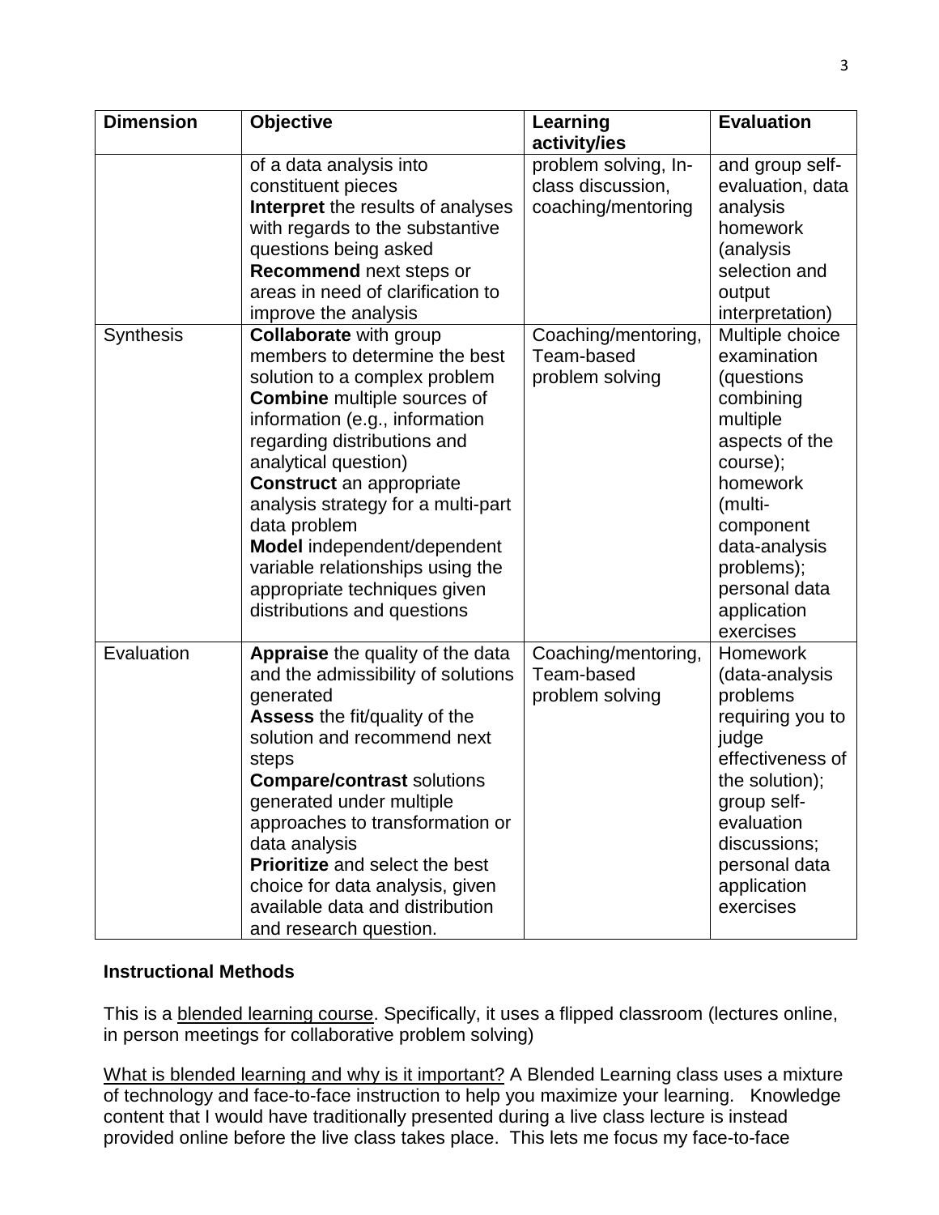| Dimension | Objective | Learning activity/ies | Evaluation |
|---|---|---|---|
| | of a data analysis into constituent pieces **Interpret** the results of analyses with regards to the substantive questions being asked **Recommend** next steps or areas in need of clarification to improve the analysis | problem solving, In-class discussion, coaching/mentoring | and group self-evaluation, data analysis homework (analysis selection and output interpretation) |
| Synthesis | **Collaborate** with group members to determine the best solution to a complex problem **Combine** multiple sources of information (e.g., information regarding distributions and analytical question) **Construct** an appropriate analysis strategy for a multi-part data problem **Model** independent/dependent variable relationships using the appropriate techniques given distributions and questions | Coaching/mentoring, Team-based problem solving | Multiple choice examination (questions combining multiple aspects of the course); homework (multi-component data-analysis problems); personal data application exercises |
| Evaluation | **Appraise** the quality of the data and the admissibility of solutions generated **Assess** the fit/quality of the solution and recommend next steps **Compare/contrast** solutions generated under multiple approaches to transformation or data analysis **Prioritize** and select the best choice for data analysis, given available data and distribution and research question. | Coaching/mentoring, Team-based problem solving | Homework (data-analysis problems requiring you to judge effectiveness of the solution); group self-evaluation discussions; personal data application exercises |

**Instructional Methods**

This is a <u>blended learning course</u>. Specifically, it uses a flipped classroom (lectures online, in person meetings for collaborative problem solving)

<u>What is blended learning and why is it important?</u> A Blended Learning class uses a mixture of technology and face-to-face instruction to help you maximize your learning. Knowledge content that I would have traditionally presented during a live class lecture is instead provided online before the live class takes place. This lets me focus my face-to-face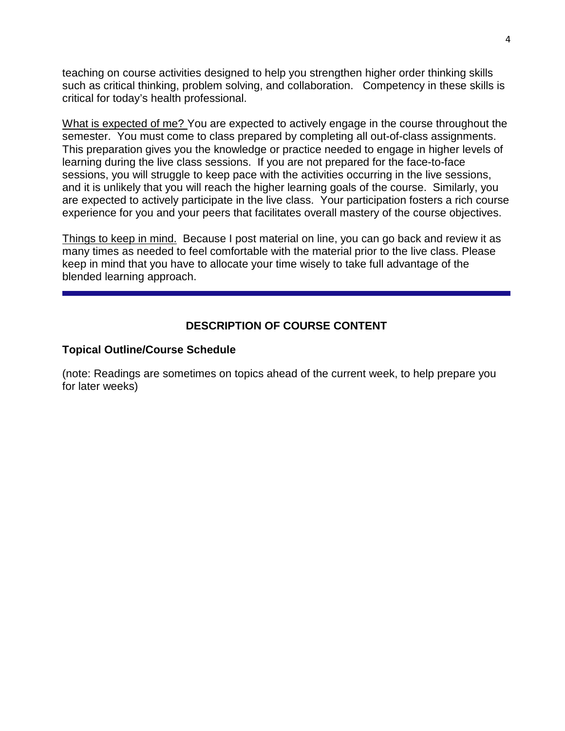teaching on course activities designed to help you strengthen higher order thinking skills such as critical thinking, problem solving, and collaboration. Competency in these skills is critical for today's health professional.

What is expected of me? You are expected to actively engage in the course throughout the semester. You must come to class prepared by completing all out-of-class assignments. This preparation gives you the knowledge or practice needed to engage in higher levels of learning during the live class sessions. If you are not prepared for the face-to-face sessions, you will struggle to keep pace with the activities occurring in the live sessions, and it is unlikely that you will reach the higher learning goals of the course. Similarly, you are expected to actively participate in the live class. Your participation fosters a rich course experience for you and your peers that facilitates overall mastery of the course objectives.

Things to keep in mind. Because I post material on line, you can go back and review it as many times as needed to feel comfortable with the material prior to the live class. Please keep in mind that you have to allocate your time wisely to take full advantage of the blended learning approach.

---

## DESCRIPTION OF COURSE CONTENT

### Topical Outline/Course Schedule

(note: Readings are sometimes on topics ahead of the current week, to help prepare you for later weeks)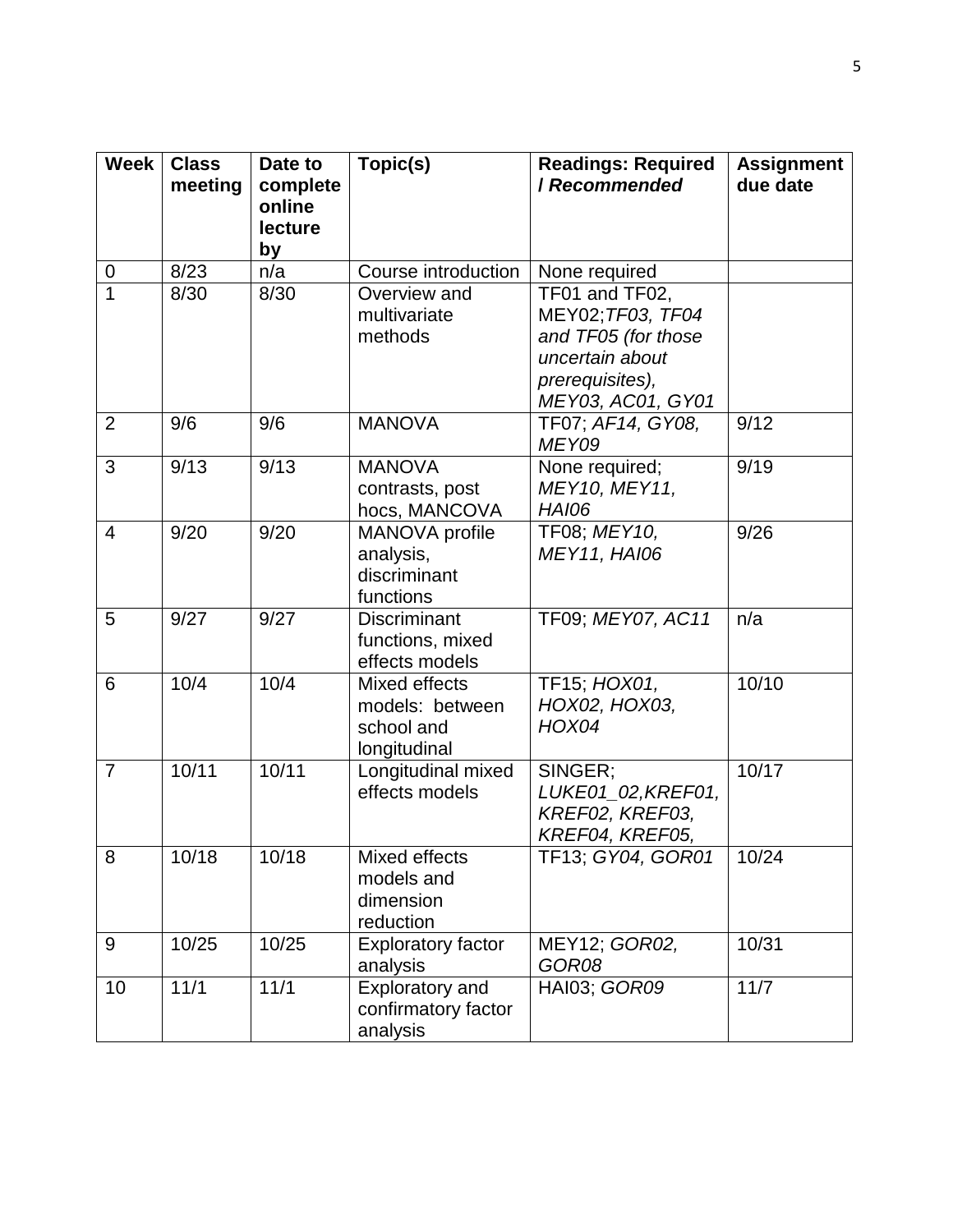| Week | Class meeting | Date to complete online lecture by | Topic(s) | Readings: Required / *Recommended* | Assignment due date |
|---|---|---|---|---|---|
| 0 | 8/23 | n/a | Course introduction | None required | |
| 1 | 8/30 | 8/30 | Overview and multivariate methods | TF01 and TF02, MEY02;*TF03, TF04 and TF05 (for those uncertain about prerequisites), MEY03, AC01, GY01* | |
| 2 | 9/6 | 9/6 | MANOVA | TF07; *AF14, GY08, MEY09* | 9/12 |
| 3 | 9/13 | 9/13 | MANOVA contrasts, post hocs, MANCOVA | None required; *MEY10, MEY11, HAI06* | 9/19 |
| 4 | 9/20 | 9/20 | MANOVA profile analysis, discriminant functions | TF08; *MEY10, MEY11, HAI06* | 9/26 |
| 5 | 9/27 | 9/27 | Discriminant functions, mixed effects models | TF09; *MEY07, AC11* | n/a |
| 6 | 10/4 | 10/4 | Mixed effects models: between school and longitudinal | TF15; *HOX01, HOX02, HOX03, HOX04* | 10/10 |
| 7 | 10/11 | 10/11 | Longitudinal mixed effects models | SINGER; *LUKE01_02,KREF01, KREF02, KREF03, KREF04, KREF05,* | 10/17 |
| 8 | 10/18 | 10/18 | Mixed effects models and dimension reduction | TF13; *GY04, GOR01* | 10/24 |
| 9 | 10/25 | 10/25 | Exploratory factor analysis | MEY12; *GOR02, GOR08* | 10/31 |
| 10 | 11/1 | 11/1 | Exploratory and confirmatory factor analysis | HAI03; *GOR09* | 11/7 |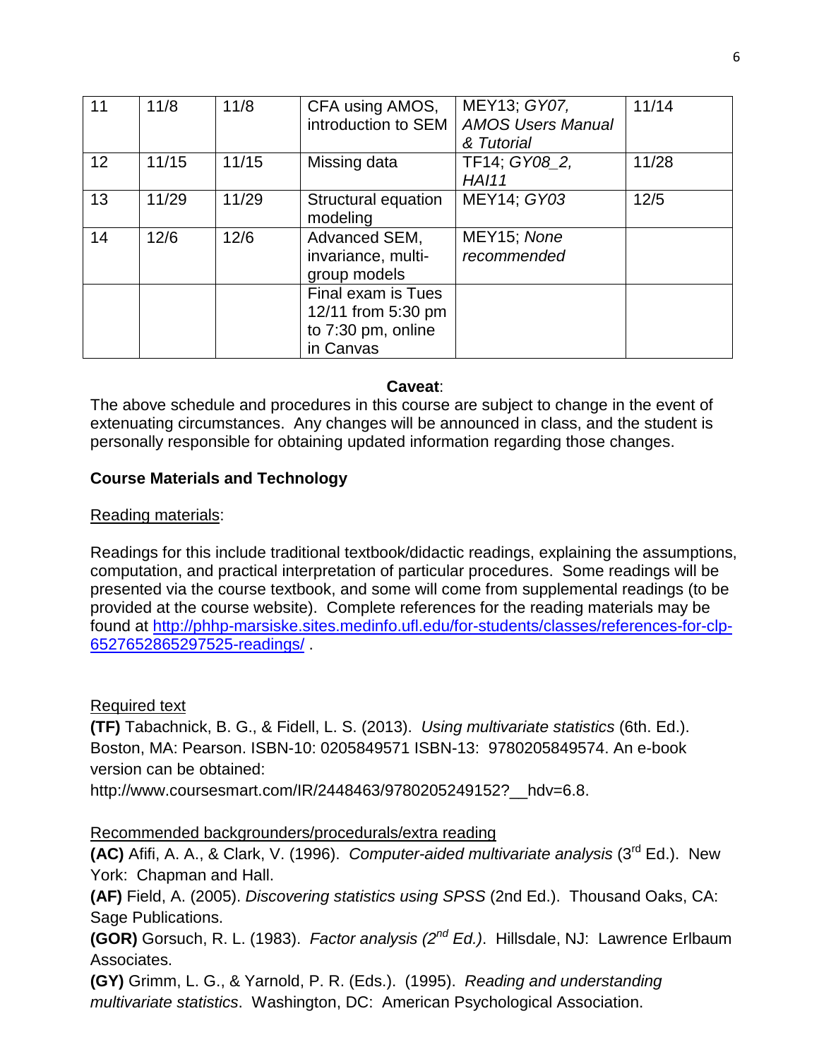| 11 | 11/8 | 11/8 | CFA using AMOS, introduction to SEM | MEY13; *GY07, AMOS Users Manual & Tutorial* | 11/14 |
|---|---|---|---|---|---|
| 12 | 11/15 | 11/15 | Missing data | TF14; *GY08_2, HAI11* | 11/28 |
| 13 | 11/29 | 11/29 | Structural equation modeling | MEY14; *GY03* | 12/5 |
| 14 | 12/6 | 12/6 | Advanced SEM, invariance, multi-group models | MEY15; *None recommended* | |
| | | | Final exam is Tues 12/11 from 5:30 pm to 7:30 pm, online in Canvas | | |

**Caveat**:

The above schedule and procedures in this course are subject to change in the event of extenuating circumstances. Any changes will be announced in class, and the student is personally responsible for obtaining updated information regarding those changes.

**Course Materials and Technology**

Reading materials:

Readings for this include traditional textbook/didactic readings, explaining the assumptions, computation, and practical interpretation of particular procedures. Some readings will be presented via the course textbook, and some will come from supplemental readings (to be provided at the course website). Complete references for the reading materials may be found at http://phhp-marsiske.sites.medinfo.ufl.edu/for-students/classes/references-for-clp-6527652865297525-readings/ .

Required text

**(TF)** Tabachnick, B. G., & Fidell, L. S. (2013). *Using multivariate statistics* (6th. Ed.). Boston, MA: Pearson. ISBN-10: 0205849571 ISBN-13: 9780205849574. An e-book version can be obtained:
http://www.coursesmart.com/IR/2448463/9780205249152?__hdv=6.8.

Recommended backgrounders/procedurals/extra reading

**(AC)** Afifi, A. A., & Clark, V. (1996). *Computer-aided multivariate analysis* (3rd Ed.). New York: Chapman and Hall.

**(AF)** Field, A. (2005). *Discovering statistics using SPSS* (2nd Ed.). Thousand Oaks, CA: Sage Publications.

**(GOR)** Gorsuch, R. L. (1983). *Factor analysis (2nd Ed.)*. Hillsdale, NJ: Lawrence Erlbaum Associates.

**(GY)** Grimm, L. G., & Yarnold, P. R. (Eds.). (1995). *Reading and understanding multivariate statistics*. Washington, DC: American Psychological Association.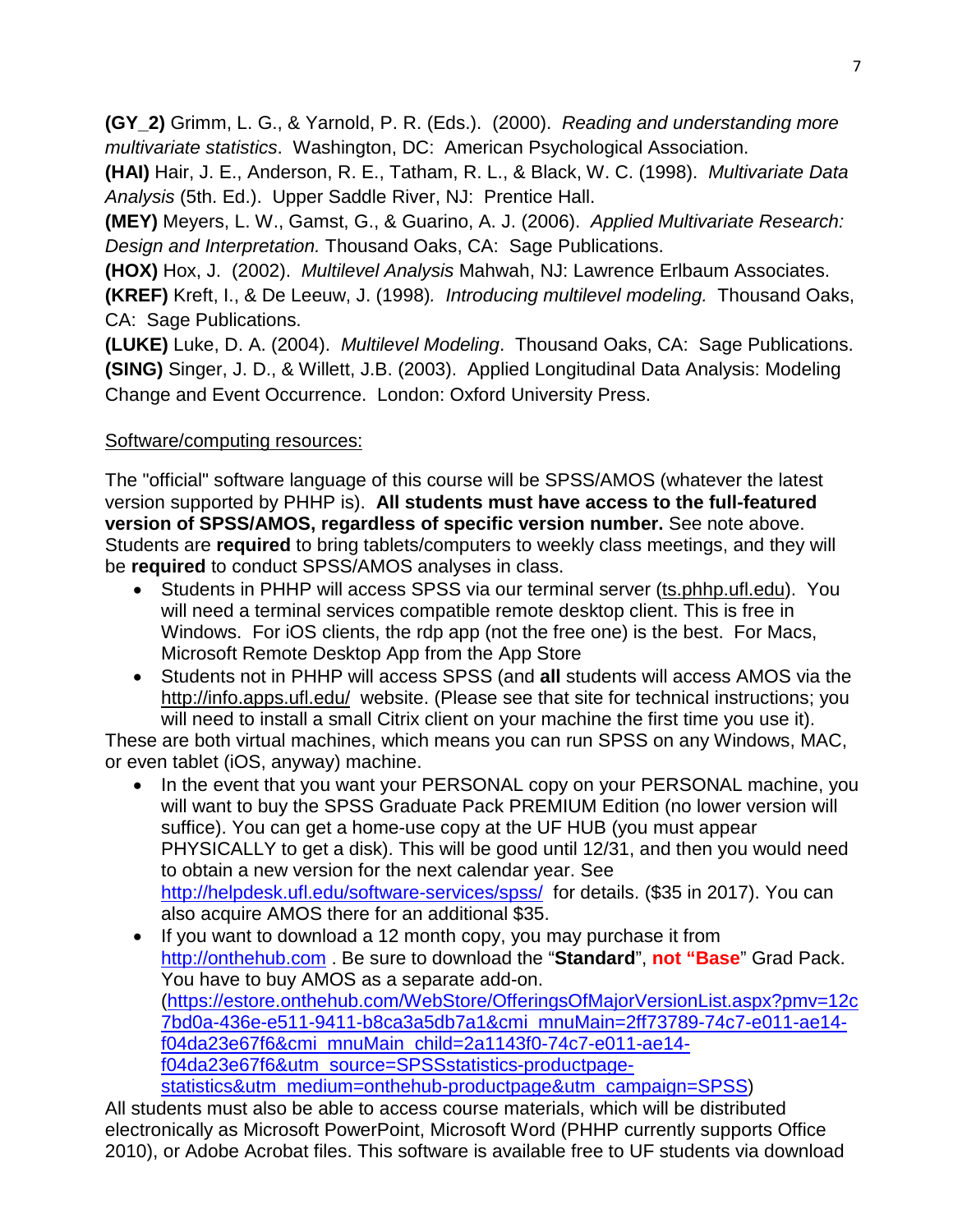**(GY_2)** Grimm, L. G., & Yarnold, P. R. (Eds.). (2000). *Reading and understanding more multivariate statistics*. Washington, DC: American Psychological Association.

**(HAI)** Hair, J. E., Anderson, R. E., Tatham, R. L., & Black, W. C. (1998). *Multivariate Data Analysis* (5th. Ed.). Upper Saddle River, NJ: Prentice Hall.

**(MEY)** Meyers, L. W., Gamst, G., & Guarino, A. J. (2006). *Applied Multivariate Research: Design and Interpretation.* Thousand Oaks, CA: Sage Publications.

**(HOX)** Hox, J. (2002). *Multilevel Analysis* Mahwah, NJ: Lawrence Erlbaum Associates.

**(KREF)** Kreft, I., & De Leeuw, J. (1998). *Introducing multilevel modeling.* Thousand Oaks, CA: Sage Publications.

**(LUKE)** Luke, D. A. (2004). *Multilevel Modeling*. Thousand Oaks, CA: Sage Publications.

**(SING)** Singer, J. D., & Willett, J.B. (2003). Applied Longitudinal Data Analysis: Modeling Change and Event Occurrence. London: Oxford University Press.

Software/computing resources:

The "official" software language of this course will be SPSS/AMOS (whatever the latest version supported by PHHP is). **All students must have access to the full-featured version of SPSS/AMOS, regardless of specific version number.** See note above. Students are **required** to bring tablets/computers to weekly class meetings, and they will be **required** to conduct SPSS/AMOS analyses in class.

- Students in PHHP will access SPSS via our terminal server (ts.phhp.ufl.edu). You will need a terminal services compatible remote desktop client. This is free in Windows. For iOS clients, the rdp app (not the free one) is the best. For Macs, Microsoft Remote Desktop App from the App Store
- Students not in PHHP will access SPSS (and **all** students will access AMOS via the http://info.apps.ufl.edu/ website. (Please see that site for technical instructions; you will need to install a small Citrix client on your machine the first time you use it).

These are both virtual machines, which means you can run SPSS on any Windows, MAC, or even tablet (iOS, anyway) machine.

- In the event that you want your PERSONAL copy on your PERSONAL machine, you will want to buy the SPSS Graduate Pack PREMIUM Edition (no lower version will suffice). You can get a home-use copy at the UF HUB (you must appear PHYSICALLY to get a disk). This will be good until 12/31, and then you would need to obtain a new version for the next calendar year. See http://helpdesk.ufl.edu/software-services/spss/ for details. ($35 in 2017). You can also acquire AMOS there for an additional $35.
- If you want to download a 12 month copy, you may purchase it from http://onthehub.com . Be sure to download the "**Standard**", **not "Base**" Grad Pack. You have to buy AMOS as a separate add-on. (https://estore.onthehub.com/WebStore/OfferingsOfMajorVersionList.aspx?pmv=12c7bd0a-436e-e511-9411-b8ca3a5db7a1&cmi_mnuMain=2ff73789-74c7-e011-ae14-f04da23e67f6&cmi_mnuMain_child=2a1143f0-74c7-e011-ae14-f04da23e67f6&utm_source=SPSSstatistics-productpage-statistics&utm_medium=onthehub-productpage&utm_campaign=SPSS)

All students must also be able to access course materials, which will be distributed electronically as Microsoft PowerPoint, Microsoft Word (PHHP currently supports Office 2010), or Adobe Acrobat files. This software is available free to UF students via download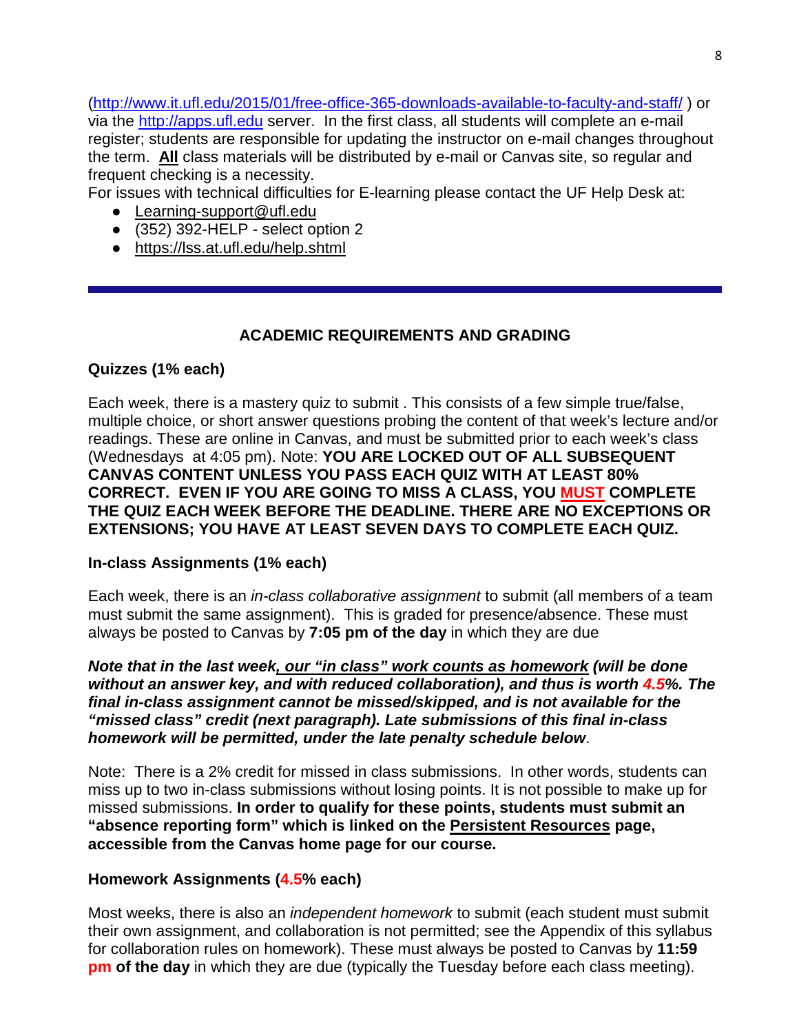(http://www.it.ufl.edu/2015/01/free-office-365-downloads-available-to-faculty-and-staff/ ) or via the http://apps.ufl.edu server. In the first class, all students will complete an e-mail register; students are responsible for updating the instructor on e-mail changes throughout the term. **All** class materials will be distributed by e-mail or Canvas site, so regular and frequent checking is a necessity.

For issues with technical difficulties for E-learning please contact the UF Help Desk at:

- Learning-support@ufl.edu
- (352) 392-HELP - select option 2
- https://lss.at.ufl.edu/help.shtml

---

## ACADEMIC REQUIREMENTS AND GRADING

### Quizzes (1% each)

Each week, there is a mastery quiz to submit . This consists of a few simple true/false, multiple choice, or short answer questions probing the content of that week's lecture and/or readings. These are online in Canvas, and must be submitted prior to each week's class (Wednesdays at 4:05 pm). Note: **YOU ARE LOCKED OUT OF ALL SUBSEQUENT CANVAS CONTENT UNLESS YOU PASS EACH QUIZ WITH AT LEAST 80% CORRECT. EVEN IF YOU ARE GOING TO MISS A CLASS, YOU MUST COMPLETE THE QUIZ EACH WEEK BEFORE THE DEADLINE. THERE ARE NO EXCEPTIONS OR EXTENSIONS; YOU HAVE AT LEAST SEVEN DAYS TO COMPLETE EACH QUIZ.**

### In-class Assignments (1% each)

Each week, there is an *in-class collaborative assignment* to submit (all members of a team must submit the same assignment). This is graded for presence/absence. These must always be posted to Canvas by **7:05 pm of the day** in which they are due

***Note that in the last week, our "in class" work counts as homework (will be done without an answer key, and with reduced collaboration), and thus is worth 4.5%. The final in-class assignment cannot be missed/skipped, and is not available for the "missed class" credit (next paragraph). Late submissions of this final in-class homework will be permitted, under the late penalty schedule below***.

Note: There is a 2% credit for missed in class submissions. In other words, students can miss up to two in-class submissions without losing points. It is not possible to make up for missed submissions. **In order to qualify for these points, students must submit an "absence reporting form" which is linked on the Persistent Resources page, accessible from the Canvas home page for our course.**

### Homework Assignments (4.5% each)

Most weeks, there is also an *independent homework* to submit (each student must submit their own assignment, and collaboration is not permitted; see the Appendix of this syllabus for collaboration rules on homework). These must always be posted to Canvas by **11:59 pm of the day** in which they are due (typically the Tuesday before each class meeting).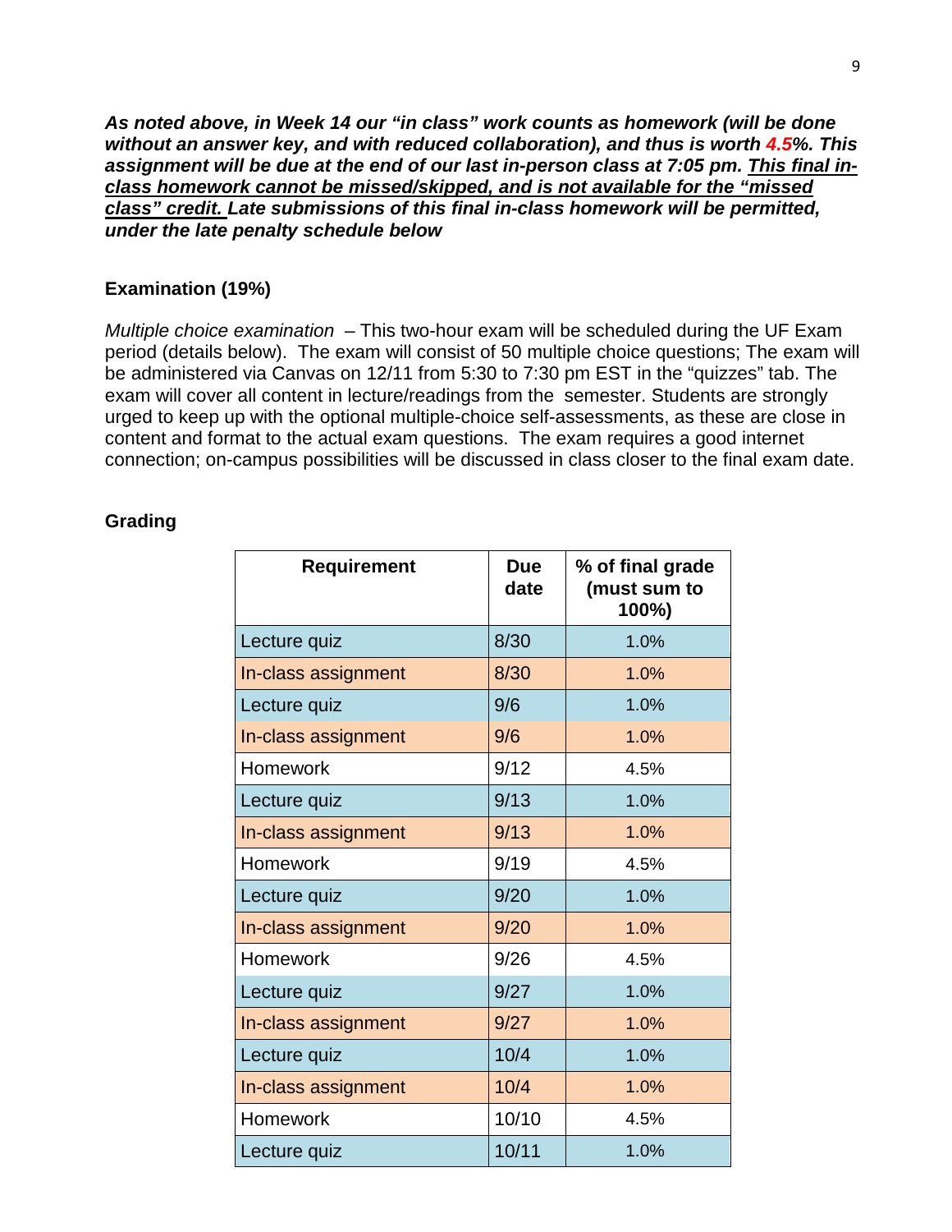***As noted above, in Week 14 our "in class" work counts as homework (will be done without an answer key, and with reduced collaboration), and thus is worth 4.5%. This assignment will be due at the end of our last in-person class at 7:05 pm. <u>This final in-class homework cannot be missed/skipped, and is not available for the "missed class" credit.</u> Late submissions of this final in-class homework will be permitted, under the late penalty schedule below***

**Examination (19%)**

*Multiple choice examination* – This two-hour exam will be scheduled during the UF Exam period (details below). The exam will consist of 50 multiple choice questions; The exam will be administered via Canvas on 12/11 from 5:30 to 7:30 pm EST in the "quizzes" tab. The exam will cover all content in lecture/readings from the semester. Students are strongly urged to keep up with the optional multiple-choice self-assessments, as these are close in content and format to the actual exam questions. The exam requires a good internet connection; on-campus possibilities will be discussed in class closer to the final exam date.

**Grading**

| Requirement | Due date | % of final grade (must sum to 100%) |
|---|---|---|
| Lecture quiz | 8/30 | 1.0% |
| In-class assignment | 8/30 | 1.0% |
| Lecture quiz | 9/6 | 1.0% |
| In-class assignment | 9/6 | 1.0% |
| Homework | 9/12 | 4.5% |
| Lecture quiz | 9/13 | 1.0% |
| In-class assignment | 9/13 | 1.0% |
| Homework | 9/19 | 4.5% |
| Lecture quiz | 9/20 | 1.0% |
| In-class assignment | 9/20 | 1.0% |
| Homework | 9/26 | 4.5% |
| Lecture quiz | 9/27 | 1.0% |
| In-class assignment | 9/27 | 1.0% |
| Lecture quiz | 10/4 | 1.0% |
| In-class assignment | 10/4 | 1.0% |
| Homework | 10/10 | 4.5% |
| Lecture quiz | 10/11 | 1.0% |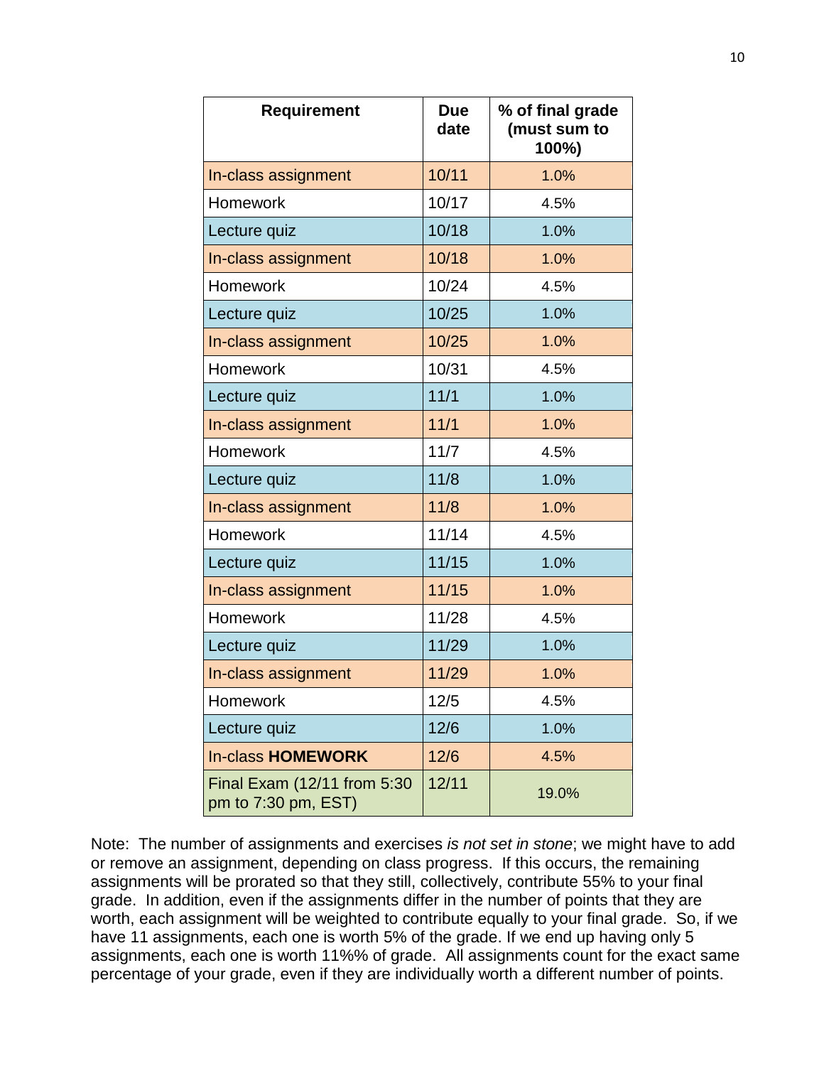| Requirement | Due date | % of final grade (must sum to 100%) |
|---|---|---|
| In-class assignment | 10/11 | 1.0% |
| Homework | 10/17 | 4.5% |
| Lecture quiz | 10/18 | 1.0% |
| In-class assignment | 10/18 | 1.0% |
| Homework | 10/24 | 4.5% |
| Lecture quiz | 10/25 | 1.0% |
| In-class assignment | 10/25 | 1.0% |
| Homework | 10/31 | 4.5% |
| Lecture quiz | 11/1 | 1.0% |
| In-class assignment | 11/1 | 1.0% |
| Homework | 11/7 | 4.5% |
| Lecture quiz | 11/8 | 1.0% |
| In-class assignment | 11/8 | 1.0% |
| Homework | 11/14 | 4.5% |
| Lecture quiz | 11/15 | 1.0% |
| In-class assignment | 11/15 | 1.0% |
| Homework | 11/28 | 4.5% |
| Lecture quiz | 11/29 | 1.0% |
| In-class assignment | 11/29 | 1.0% |
| Homework | 12/5 | 4.5% |
| Lecture quiz | 12/6 | 1.0% |
| In-class **HOMEWORK** | 12/6 | 4.5% |
| Final Exam (12/11 from 5:30 pm to 7:30 pm, EST) | 12/11 | 19.0% |

Note: The number of assignments and exercises *is not set in stone*; we might have to add or remove an assignment, depending on class progress. If this occurs, the remaining assignments will be prorated so that they still, collectively, contribute 55% to your final grade. In addition, even if the assignments differ in the number of points that they are worth, each assignment will be weighted to contribute equally to your final grade. So, if we have 11 assignments, each one is worth 5% of the grade. If we end up having only 5 assignments, each one is worth 11%% of grade. All assignments count for the exact same percentage of your grade, even if they are individually worth a different number of points.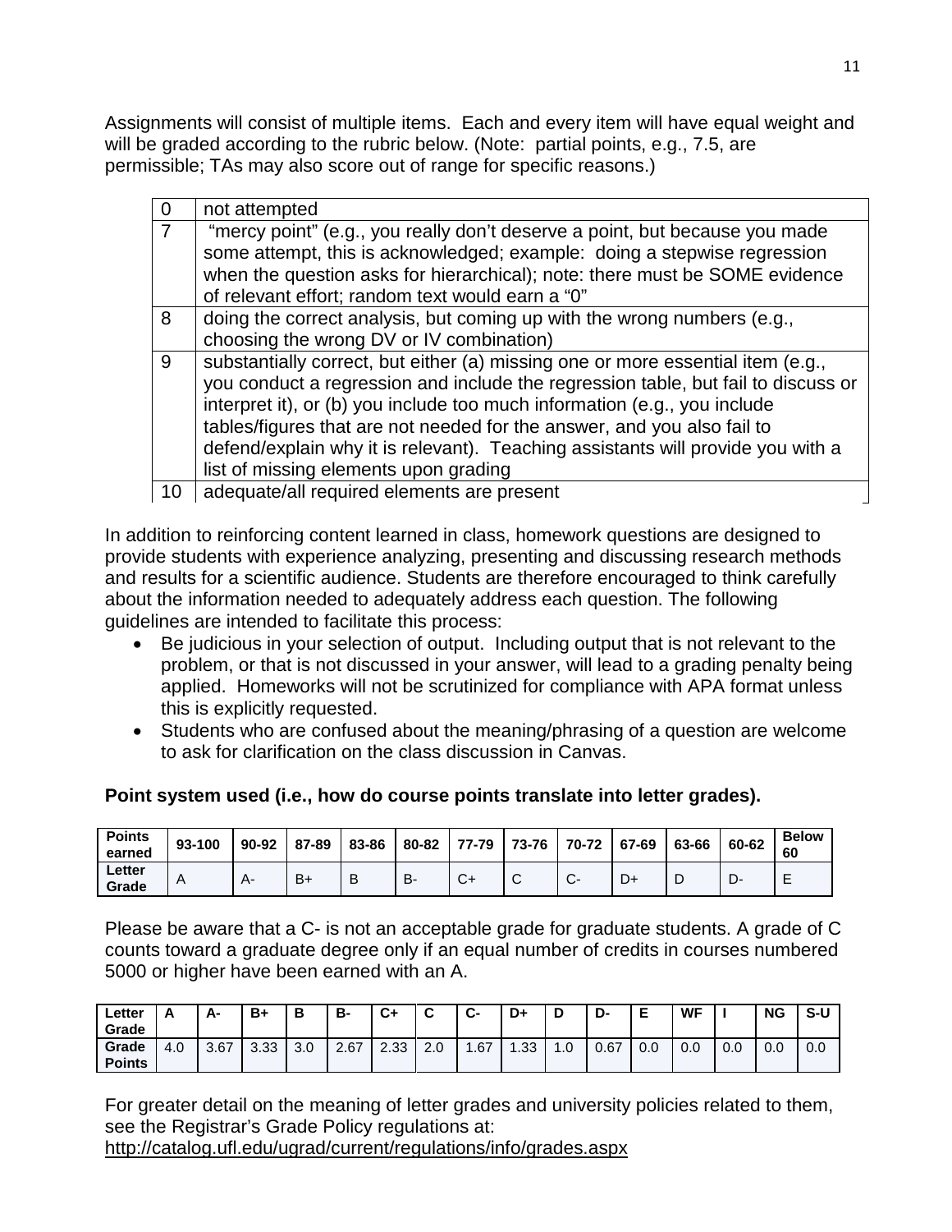Assignments will consist of multiple items. Each and every item will have equal weight and will be graded according to the rubric below. (Note: partial points, e.g., 7.5, are permissible; TAs may also score out of range for specific reasons.)

| | |
|---|---|
| 0 | not attempted |
| 7 | "mercy point" (e.g., you really don't deserve a point, but because you made some attempt, this is acknowledged; example: doing a stepwise regression when the question asks for hierarchical); note: there must be SOME evidence of relevant effort; random text would earn a "0" |
| 8 | doing the correct analysis, but coming up with the wrong numbers (e.g., choosing the wrong DV or IV combination) |
| 9 | substantially correct, but either (a) missing one or more essential item (e.g., you conduct a regression and include the regression table, but fail to discuss or interpret it), or (b) you include too much information (e.g., you include tables/figures that are not needed for the answer, and you also fail to defend/explain why it is relevant). Teaching assistants will provide you with a list of missing elements upon grading |
| 10 | adequate/all required elements are present |

In addition to reinforcing content learned in class, homework questions are designed to provide students with experience analyzing, presenting and discussing research methods and results for a scientific audience. Students are therefore encouraged to think carefully about the information needed to adequately address each question. The following guidelines are intended to facilitate this process:

- Be judicious in your selection of output. Including output that is not relevant to the problem, or that is not discussed in your answer, will lead to a grading penalty being applied. Homeworks will not be scrutinized for compliance with APA format unless this is explicitly requested.
- Students who are confused about the meaning/phrasing of a question are welcome to ask for clarification on the class discussion in Canvas.

**Point system used (i.e., how do course points translate into letter grades).**

| **Points earned** | **93-100** | **90-92** | **87-89** | **83-86** | **80-82** | **77-79** | **73-76** | **70-72** | **67-69** | **63-66** | **60-62** | **Below 60** |
|---|---|---|---|---|---|---|---|---|---|---|---|---|
| **Letter Grade** | A | A- | B+ | B | B- | C+ | C | C- | D+ | D | D- | E |

Please be aware that a C- is not an acceptable grade for graduate students. A grade of C counts toward a graduate degree only if an equal number of credits in courses numbered 5000 or higher have been earned with an A.

| **Letter Grade** | **A** | **A-** | **B+** | **B** | **B-** | **C+** | **C** | **C-** | **D+** | **D** | **D-** | **E** | **WF** | **I** | **NG** | **S-U** |
|---|---|---|---|---|---|---|---|---|---|---|---|---|---|---|---|---|
| **Grade Points** | 4.0 | 3.67 | 3.33 | 3.0 | 2.67 | 2.33 | 2.0 | 1.67 | 1.33 | 1.0 | 0.67 | 0.0 | 0.0 | 0.0 | 0.0 | 0.0 |

For greater detail on the meaning of letter grades and university policies related to them, see the Registrar's Grade Policy regulations at:
http://catalog.ufl.edu/ugrad/current/regulations/info/grades.aspx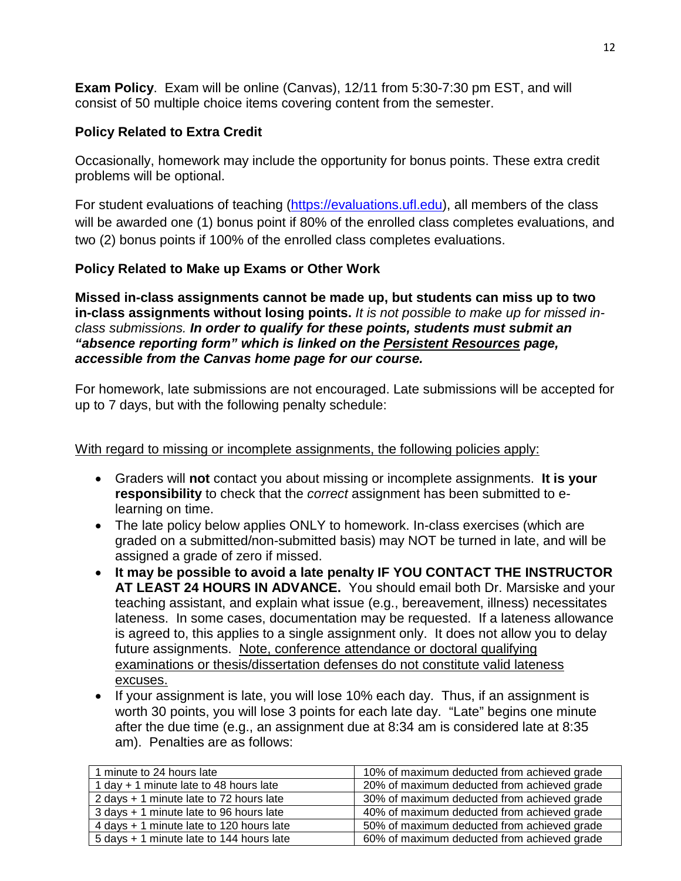**Exam Policy**. Exam will be online (Canvas), 12/11 from 5:30-7:30 pm EST, and will consist of 50 multiple choice items covering content from the semester.

### Policy Related to Extra Credit

Occasionally, homework may include the opportunity for bonus points. These extra credit problems will be optional.

For student evaluations of teaching (https://evaluations.ufl.edu), all members of the class will be awarded one (1) bonus point if 80% of the enrolled class completes evaluations, and two (2) bonus points if 100% of the enrolled class completes evaluations.

### Policy Related to Make up Exams or Other Work

**Missed in-class assignments cannot be made up, but students can miss up to two in-class assignments without losing points.** *It is not possible to make up for missed in-class submissions.* ***In order to qualify for these points, students must submit an "absence reporting form" which is linked on the Persistent Resources page, accessible from the Canvas home page for our course.***

For homework, late submissions are not encouraged. Late submissions will be accepted for up to 7 days, but with the following penalty schedule:

With regard to missing or incomplete assignments, the following policies apply:

- Graders will **not** contact you about missing or incomplete assignments. **It is your responsibility** to check that the *correct* assignment has been submitted to e-learning on time.
- The late policy below applies ONLY to homework. In-class exercises (which are graded on a submitted/non-submitted basis) may NOT be turned in late, and will be assigned a grade of zero if missed.
- **It may be possible to avoid a late penalty IF YOU CONTACT THE INSTRUCTOR AT LEAST 24 HOURS IN ADVANCE.** You should email both Dr. Marsiske and your teaching assistant, and explain what issue (e.g., bereavement, illness) necessitates lateness. In some cases, documentation may be requested. If a lateness allowance is agreed to, this applies to a single assignment only. It does not allow you to delay future assignments. Note, conference attendance or doctoral qualifying examinations or thesis/dissertation defenses do not constitute valid lateness excuses.
- If your assignment is late, you will lose 10% each day. Thus, if an assignment is worth 30 points, you will lose 3 points for each late day. "Late" begins one minute after the due time (e.g., an assignment due at 8:34 am is considered late at 8:35 am). Penalties are as follows:

| | |
|---|---|
| 1 minute to 24 hours late | 10% of maximum deducted from achieved grade |
| 1 day + 1 minute late to 48 hours late | 20% of maximum deducted from achieved grade |
| 2 days + 1 minute late to 72 hours late | 30% of maximum deducted from achieved grade |
| 3 days + 1 minute late to 96 hours late | 40% of maximum deducted from achieved grade |
| 4 days + 1 minute late to 120 hours late | 50% of maximum deducted from achieved grade |
| 5 days + 1 minute late to 144 hours late | 60% of maximum deducted from achieved grade |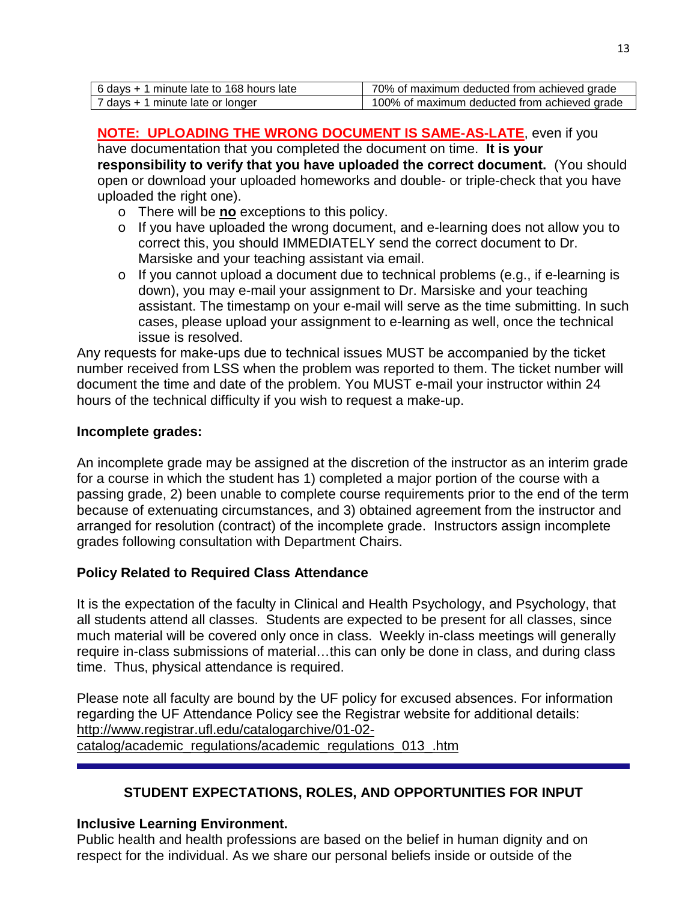| 6 days + 1 minute late to 168 hours late | 70% of maximum deducted from achieved grade |
|---|---|
| 7 days + 1 minute late or longer | 100% of maximum deducted from achieved grade |

**NOTE: UPLOADING THE WRONG DOCUMENT IS SAME-AS-LATE**, even if you have documentation that you completed the document on time. **It is your responsibility to verify that you have uploaded the correct document.** (You should open or download your uploaded homeworks and double- or triple-check that you have uploaded the right one).

- There will be **no** exceptions to this policy.
- If you have uploaded the wrong document, and e-learning does not allow you to correct this, you should IMMEDIATELY send the correct document to Dr. Marsiske and your teaching assistant via email.
- If you cannot upload a document due to technical problems (e.g., if e-learning is down), you may e-mail your assignment to Dr. Marsiske and your teaching assistant. The timestamp on your e-mail will serve as the time submitting. In such cases, please upload your assignment to e-learning as well, once the technical issue is resolved.

Any requests for make-ups due to technical issues MUST be accompanied by the ticket number received from LSS when the problem was reported to them. The ticket number will document the time and date of the problem. You MUST e-mail your instructor within 24 hours of the technical difficulty if you wish to request a make-up.

**Incomplete grades:**

An incomplete grade may be assigned at the discretion of the instructor as an interim grade for a course in which the student has 1) completed a major portion of the course with a passing grade, 2) been unable to complete course requirements prior to the end of the term because of extenuating circumstances, and 3) obtained agreement from the instructor and arranged for resolution (contract) of the incomplete grade. Instructors assign incomplete grades following consultation with Department Chairs.

**Policy Related to Required Class Attendance**

It is the expectation of the faculty in Clinical and Health Psychology, and Psychology, that all students attend all classes. Students are expected to be present for all classes, since much material will be covered only once in class. Weekly in-class meetings will generally require in-class submissions of material…this can only be done in class, and during class time. Thus, physical attendance is required.

Please note all faculty are bound by the UF policy for excused absences. For information regarding the UF Attendance Policy see the Registrar website for additional details: http://www.registrar.ufl.edu/catalogarchive/01-02-catalog/academic_regulations/academic_regulations_013_.htm

## STUDENT EXPECTATIONS, ROLES, AND OPPORTUNITIES FOR INPUT

**Inclusive Learning Environment.**

Public health and health professions are based on the belief in human dignity and on respect for the individual. As we share our personal beliefs inside or outside of the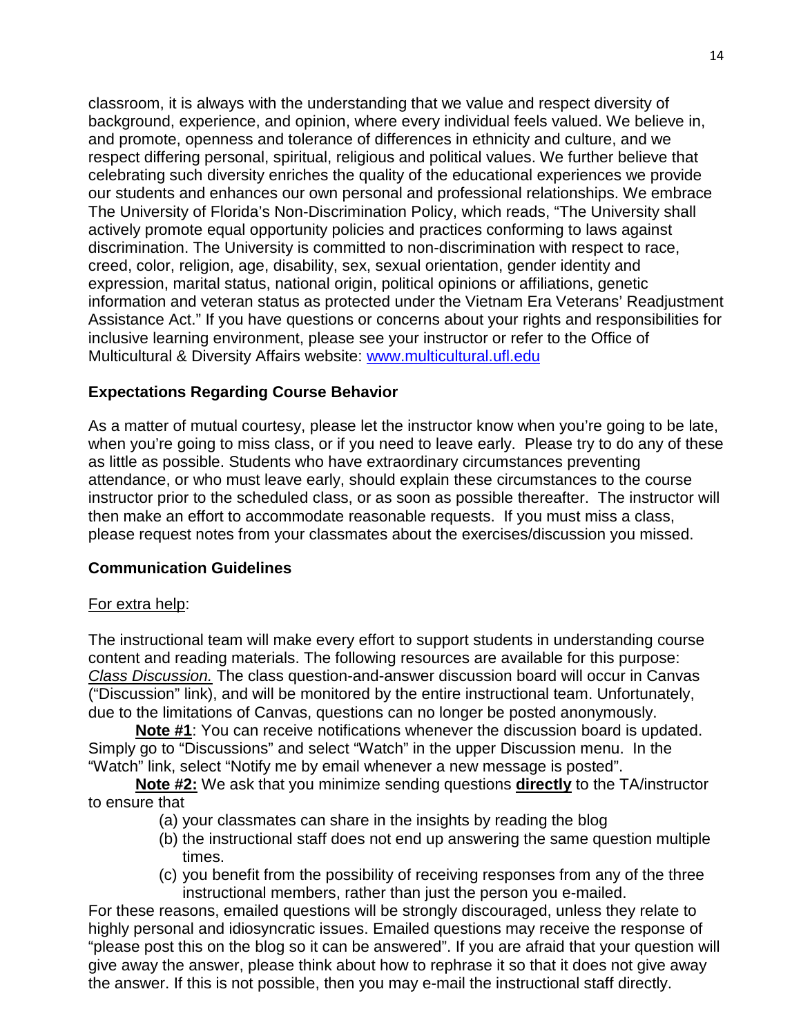classroom, it is always with the understanding that we value and respect diversity of background, experience, and opinion, where every individual feels valued. We believe in, and promote, openness and tolerance of differences in ethnicity and culture, and we respect differing personal, spiritual, religious and political values. We further believe that celebrating such diversity enriches the quality of the educational experiences we provide our students and enhances our own personal and professional relationships. We embrace The University of Florida's Non-Discrimination Policy, which reads, "The University shall actively promote equal opportunity policies and practices conforming to laws against discrimination. The University is committed to non-discrimination with respect to race, creed, color, religion, age, disability, sex, sexual orientation, gender identity and expression, marital status, national origin, political opinions or affiliations, genetic information and veteran status as protected under the Vietnam Era Veterans' Readjustment Assistance Act." If you have questions or concerns about your rights and responsibilities for inclusive learning environment, please see your instructor or refer to the Office of Multicultural & Diversity Affairs website: [www.multicultural.ufl.edu](http://www.multicultural.ufl.edu)

### Expectations Regarding Course Behavior

As a matter of mutual courtesy, please let the instructor know when you're going to be late, when you're going to miss class, or if you need to leave early. Please try to do any of these as little as possible. Students who have extraordinary circumstances preventing attendance, or who must leave early, should explain these circumstances to the course instructor prior to the scheduled class, or as soon as possible thereafter. The instructor will then make an effort to accommodate reasonable requests. If you must miss a class, please request notes from your classmates about the exercises/discussion you missed.

### Communication Guidelines

For extra help:

The instructional team will make every effort to support students in understanding course content and reading materials. The following resources are available for this purpose: *Class Discussion.* The class question-and-answer discussion board will occur in Canvas ("Discussion" link), and will be monitored by the entire instructional team. Unfortunately, due to the limitations of Canvas, questions can no longer be posted anonymously.

**Note #1**: You can receive notifications whenever the discussion board is updated. Simply go to "Discussions" and select "Watch" in the upper Discussion menu. In the "Watch" link, select "Notify me by email whenever a new message is posted".

**Note #2:** We ask that you minimize sending questions **directly** to the TA/instructor to ensure that

(a) your classmates can share in the insights by reading the blog
(b) the instructional staff does not end up answering the same question multiple times.
(c) you benefit from the possibility of receiving responses from any of the three instructional members, rather than just the person you e-mailed.

For these reasons, emailed questions will be strongly discouraged, unless they relate to highly personal and idiosyncratic issues. Emailed questions may receive the response of "please post this on the blog so it can be answered". If you are afraid that your question will give away the answer, please think about how to rephrase it so that it does not give away the answer. If this is not possible, then you may e-mail the instructional staff directly.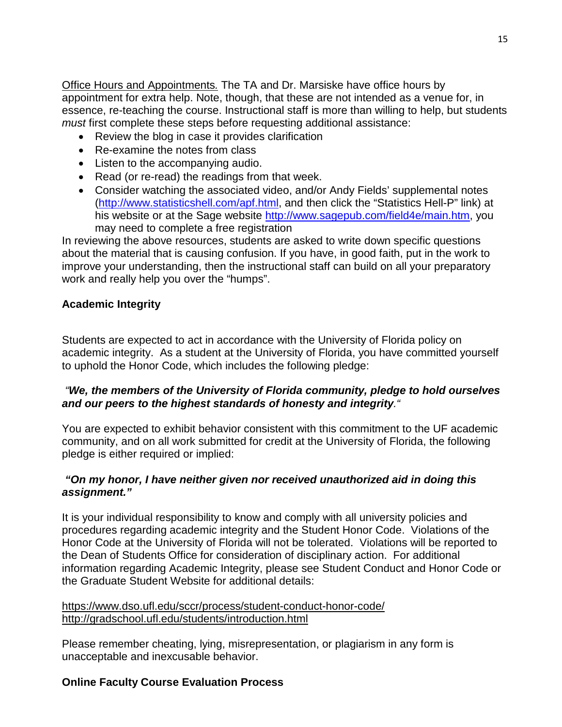<u>Office Hours and Appointments.</u> The TA and Dr. Marsiske have office hours by appointment for extra help. Note, though, that these are not intended as a venue for, in essence, re-teaching the course. Instructional staff is more than willing to help, but students *must* first complete these steps before requesting additional assistance:

- Review the blog in case it provides clarification
- Re-examine the notes from class
- Listen to the accompanying audio.
- Read (or re-read) the readings from that week.
- Consider watching the associated video, and/or Andy Fields' supplemental notes (http://www.statisticshell.com/apf.html, and then click the "Statistics Hell-P" link) at his website or at the Sage website http://www.sagepub.com/field4e/main.htm, you may need to complete a free registration

In reviewing the above resources, students are asked to write down specific questions about the material that is causing confusion. If you have, in good faith, put in the work to improve your understanding, then the instructional staff can build on all your preparatory work and really help you over the "humps".

## Academic Integrity

Students are expected to act in accordance with the University of Florida policy on academic integrity. As a student at the University of Florida, you have committed yourself to uphold the Honor Code, which includes the following pledge:

*"**We, the members of the University of Florida community, pledge to hold ourselves and our peers to the highest standards of honesty and integrity**."*

You are expected to exhibit behavior consistent with this commitment to the UF academic community, and on all work submitted for credit at the University of Florida, the following pledge is either required or implied:

***"On my honor, I have neither given nor received unauthorized aid in doing this assignment."***

It is your individual responsibility to know and comply with all university policies and procedures regarding academic integrity and the Student Honor Code. Violations of the Honor Code at the University of Florida will not be tolerated. Violations will be reported to the Dean of Students Office for consideration of disciplinary action. For additional information regarding Academic Integrity, please see Student Conduct and Honor Code or the Graduate Student Website for additional details:

https://www.dso.ufl.edu/sccr/process/student-conduct-honor-code/
http://gradschool.ufl.edu/students/introduction.html

Please remember cheating, lying, misrepresentation, or plagiarism in any form is unacceptable and inexcusable behavior.

## Online Faculty Course Evaluation Process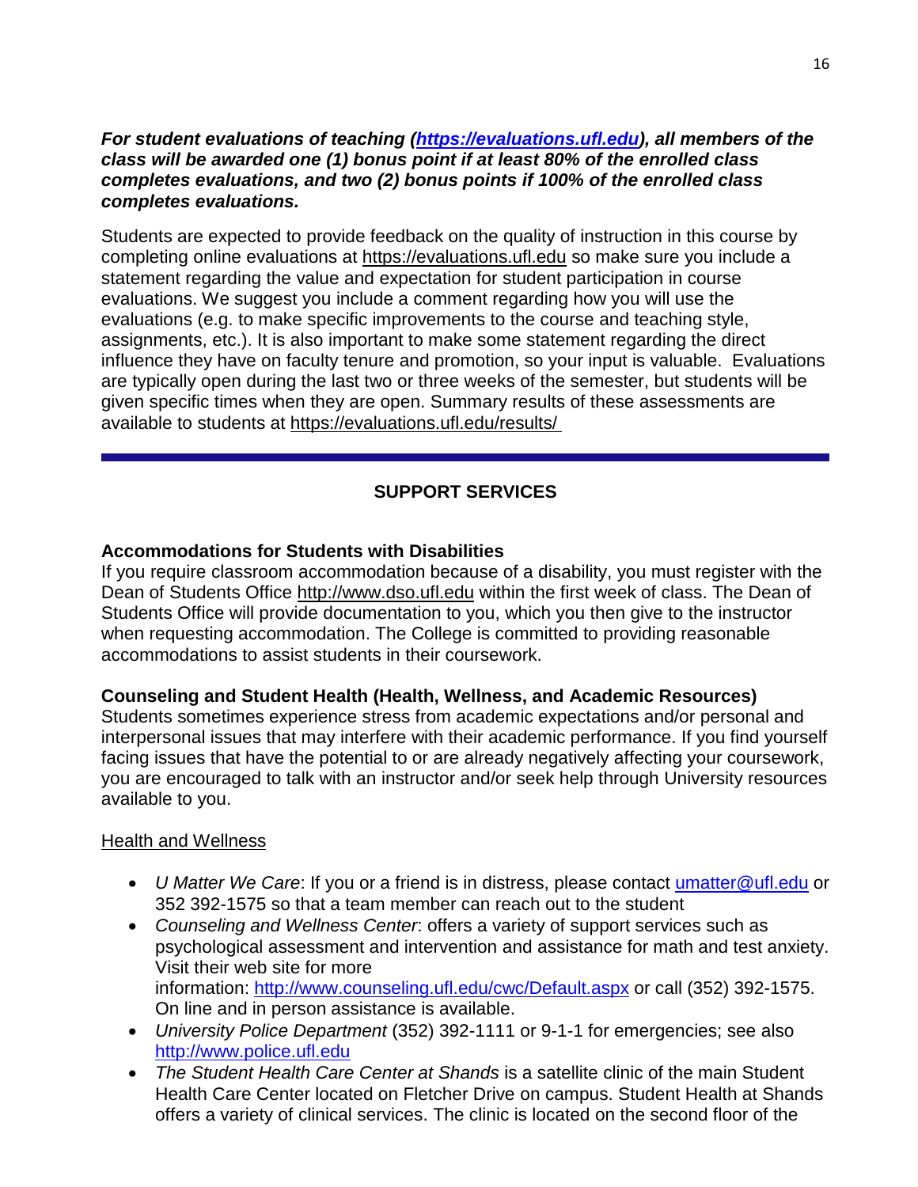***For student evaluations of teaching ([https://evaluations.ufl.edu](https://evaluations.ufl.edu)), all members of the class will be awarded one (1) bonus point if at least 80% of the enrolled class completes evaluations, and two (2) bonus points if 100% of the enrolled class completes evaluations.***

Students are expected to provide feedback on the quality of instruction in this course by completing online evaluations at https://evaluations.ufl.edu so make sure you include a statement regarding the value and expectation for student participation in course evaluations. We suggest you include a comment regarding how you will use the evaluations (e.g. to make specific improvements to the course and teaching style, assignments, etc.). It is also important to make some statement regarding the direct influence they have on faculty tenure and promotion, so your input is valuable. Evaluations are typically open during the last two or three weeks of the semester, but students will be given specific times when they are open. Summary results of these assessments are available to students at https://evaluations.ufl.edu/results/

---

## SUPPORT SERVICES

**Accommodations for Students with Disabilities**

If you require classroom accommodation because of a disability, you must register with the Dean of Students Office http://www.dso.ufl.edu within the first week of class. The Dean of Students Office will provide documentation to you, which you then give to the instructor when requesting accommodation. The College is committed to providing reasonable accommodations to assist students in their coursework.

**Counseling and Student Health (Health, Wellness, and Academic Resources)**

Students sometimes experience stress from academic expectations and/or personal and interpersonal issues that may interfere with their academic performance. If you find yourself facing issues that have the potential to or are already negatively affecting your coursework, you are encouraged to talk with an instructor and/or seek help through University resources available to you.

Health and Wellness

- *U Matter We Care*: If you or a friend is in distress, please contact [umatter@ufl.edu](mailto:umatter@ufl.edu) or 352 392-1575 so that a team member can reach out to the student
- *Counseling and Wellness Center*: offers a variety of support services such as psychological assessment and intervention and assistance for math and test anxiety. Visit their web site for more information: [http://www.counseling.ufl.edu/cwc/Default.aspx](http://www.counseling.ufl.edu/cwc/Default.aspx) or call (352) 392-1575. On line and in person assistance is available.
- *University Police Department* (352) 392-1111 or 9-1-1 for emergencies; see also [http://www.police.ufl.edu](http://www.police.ufl.edu)
- *The Student Health Care Center at Shands* is a satellite clinic of the main Student Health Care Center located on Fletcher Drive on campus. Student Health at Shands offers a variety of clinical services. The clinic is located on the second floor of the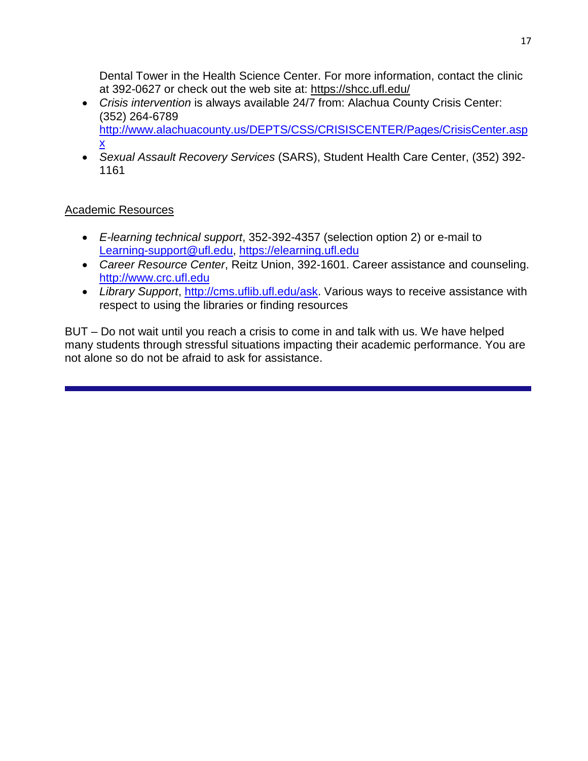Dental Tower in the Health Science Center. For more information, contact the clinic at 392-0627 or check out the web site at: https://shcc.ufl.edu/

- *Crisis intervention* is always available 24/7 from: Alachua County Crisis Center: (352) 264-6789 http://www.alachuacounty.us/DEPTS/CSS/CRISISCENTER/Pages/CrisisCenter.aspx
- *Sexual Assault Recovery Services* (SARS), Student Health Care Center, (352) 392-1161

Academic Resources

- *E-learning technical support*, 352-392-4357 (selection option 2) or e-mail to Learning-support@ufl.edu, https://elearning.ufl.edu
- *Career Resource Center*, Reitz Union, 392-1601. Career assistance and counseling. http://www.crc.ufl.edu
- *Library Support*, http://cms.uflib.ufl.edu/ask. Various ways to receive assistance with respect to using the libraries or finding resources

BUT – Do not wait until you reach a crisis to come in and talk with us. We have helped many students through stressful situations impacting their academic performance. You are not alone so do not be afraid to ask for assistance.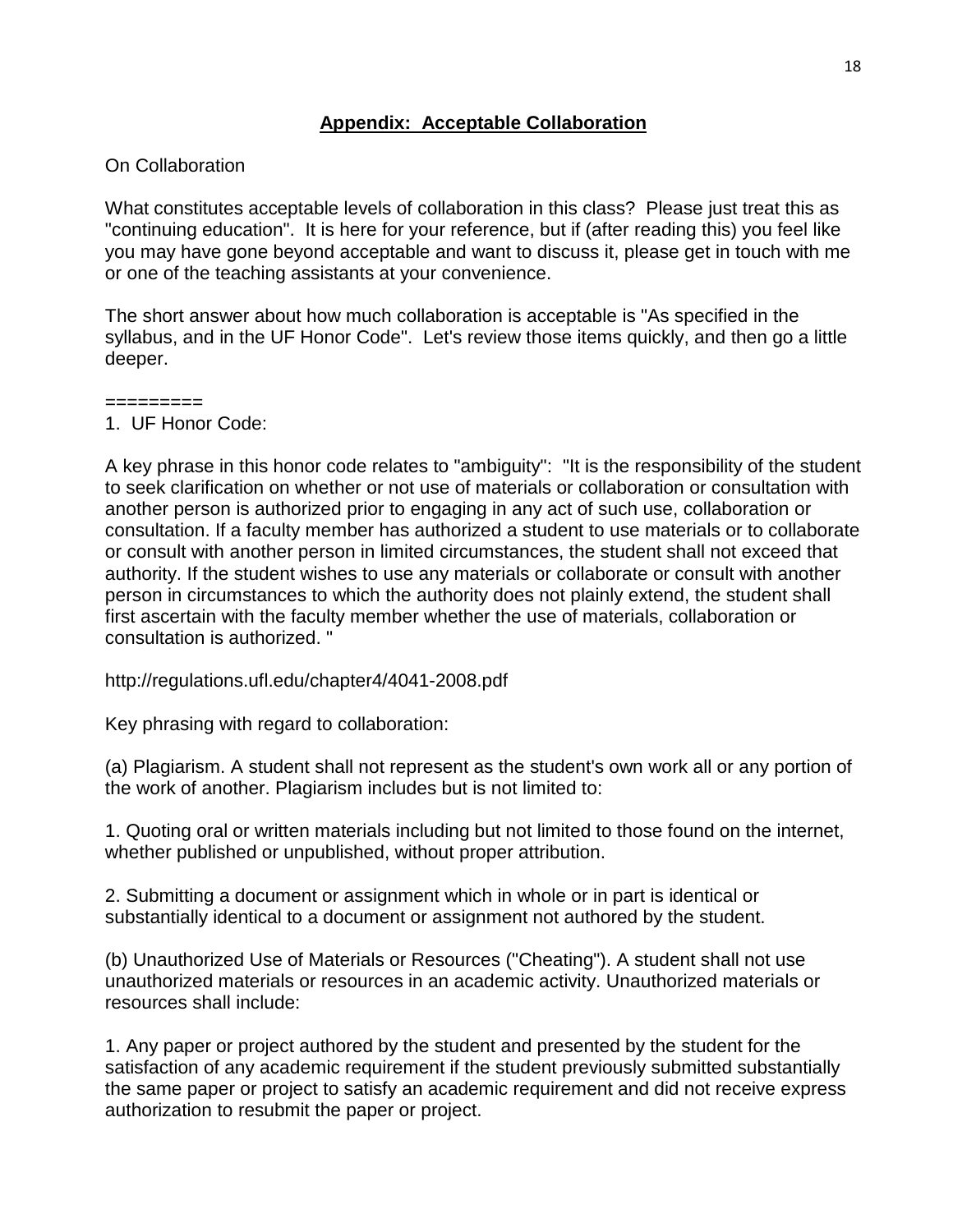## **Appendix: Acceptable Collaboration**

On Collaboration

What constitutes acceptable levels of collaboration in this class? Please just treat this as "continuing education". It is here for your reference, but if (after reading this) you feel like you may have gone beyond acceptable and want to discuss it, please get in touch with me or one of the teaching assistants at your convenience.

The short answer about how much collaboration is acceptable is "As specified in the syllabus, and in the UF Honor Code". Let's review those items quickly, and then go a little deeper.

=========

1. UF Honor Code:

A key phrase in this honor code relates to "ambiguity": "It is the responsibility of the student to seek clarification on whether or not use of materials or collaboration or consultation with another person is authorized prior to engaging in any act of such use, collaboration or consultation. If a faculty member has authorized a student to use materials or to collaborate or consult with another person in limited circumstances, the student shall not exceed that authority. If the student wishes to use any materials or collaborate or consult with another person in circumstances to which the authority does not plainly extend, the student shall first ascertain with the faculty member whether the use of materials, collaboration or consultation is authorized. "

http://regulations.ufl.edu/chapter4/4041-2008.pdf

Key phrasing with regard to collaboration:

(a) Plagiarism. A student shall not represent as the student's own work all or any portion of the work of another. Plagiarism includes but is not limited to:

1. Quoting oral or written materials including but not limited to those found on the internet, whether published or unpublished, without proper attribution.

2. Submitting a document or assignment which in whole or in part is identical or substantially identical to a document or assignment not authored by the student.

(b) Unauthorized Use of Materials or Resources ("Cheating"). A student shall not use unauthorized materials or resources in an academic activity. Unauthorized materials or resources shall include:

1. Any paper or project authored by the student and presented by the student for the satisfaction of any academic requirement if the student previously submitted substantially the same paper or project to satisfy an academic requirement and did not receive express authorization to resubmit the paper or project.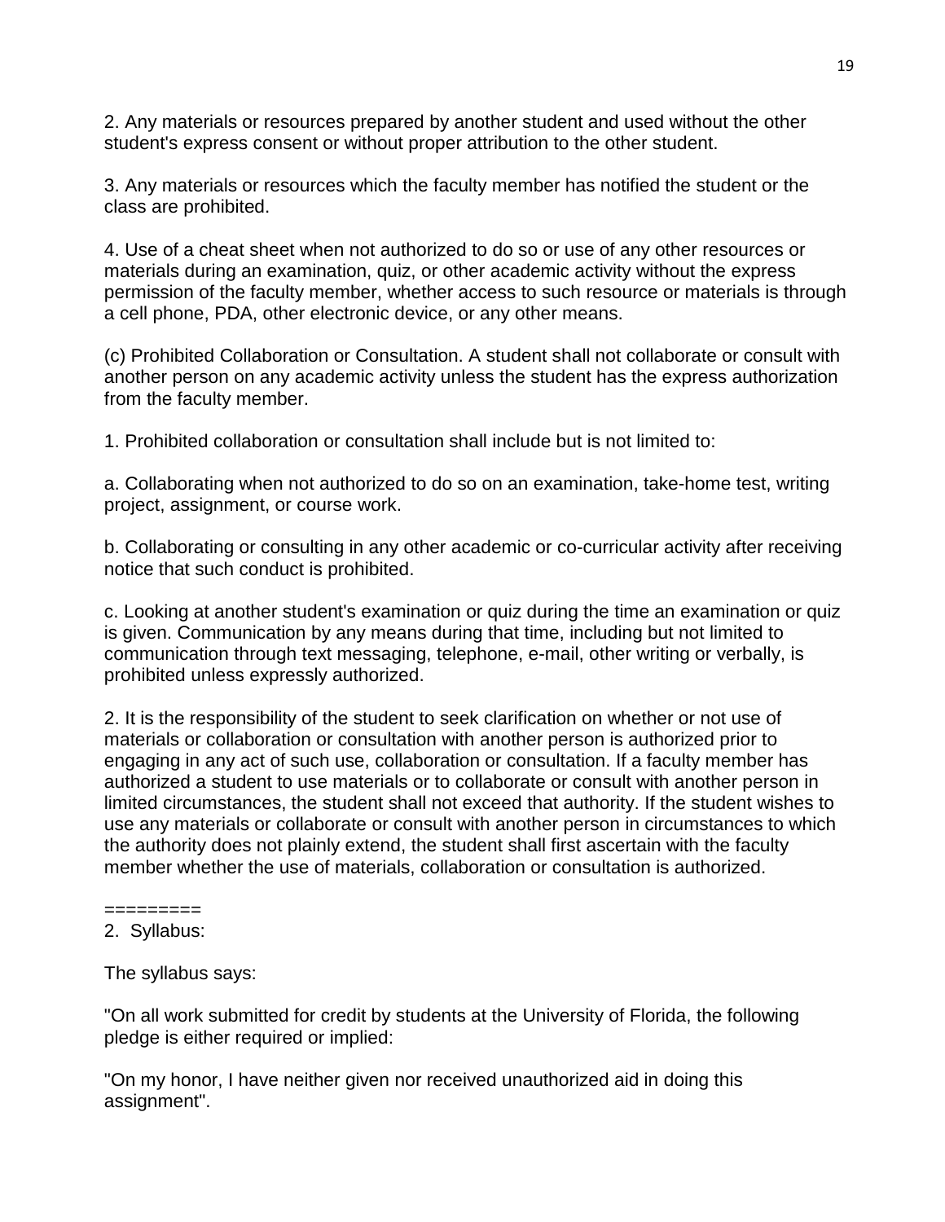2. Any materials or resources prepared by another student and used without the other student's express consent or without proper attribution to the other student.

3. Any materials or resources which the faculty member has notified the student or the class are prohibited.

4. Use of a cheat sheet when not authorized to do so or use of any other resources or materials during an examination, quiz, or other academic activity without the express permission of the faculty member, whether access to such resource or materials is through a cell phone, PDA, other electronic device, or any other means.

(c) Prohibited Collaboration or Consultation. A student shall not collaborate or consult with another person on any academic activity unless the student has the express authorization from the faculty member.

1. Prohibited collaboration or consultation shall include but is not limited to:

a. Collaborating when not authorized to do so on an examination, take-home test, writing project, assignment, or course work.

b. Collaborating or consulting in any other academic or co-curricular activity after receiving notice that such conduct is prohibited.

c. Looking at another student's examination or quiz during the time an examination or quiz is given. Communication by any means during that time, including but not limited to communication through text messaging, telephone, e-mail, other writing or verbally, is prohibited unless expressly authorized.

2. It is the responsibility of the student to seek clarification on whether or not use of materials or collaboration or consultation with another person is authorized prior to engaging in any act of such use, collaboration or consultation. If a faculty member has authorized a student to use materials or to collaborate or consult with another person in limited circumstances, the student shall not exceed that authority. If the student wishes to use any materials or collaborate or consult with another person in circumstances to which the authority does not plainly extend, the student shall first ascertain with the faculty member whether the use of materials, collaboration or consultation is authorized.

=========

2. Syllabus:

The syllabus says:

"On all work submitted for credit by students at the University of Florida, the following pledge is either required or implied:

"On my honor, I have neither given nor received unauthorized aid in doing this assignment".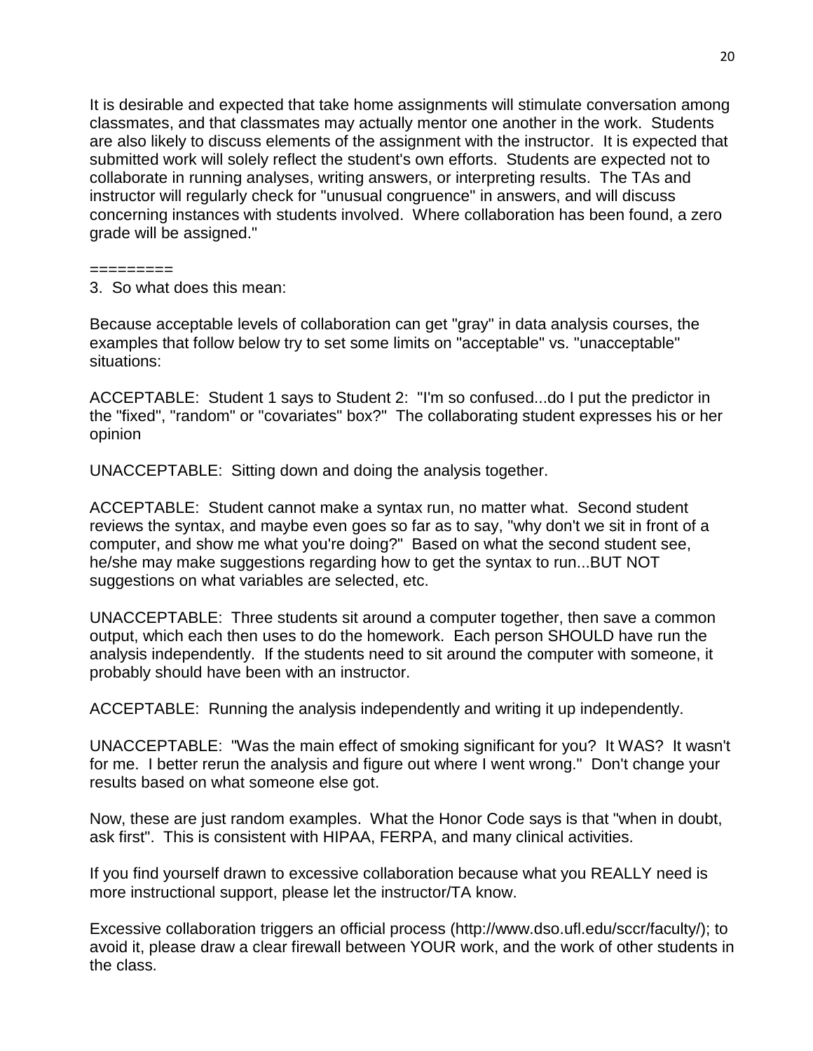It is desirable and expected that take home assignments will stimulate conversation among classmates, and that classmates may actually mentor one another in the work. Students are also likely to discuss elements of the assignment with the instructor. It is expected that submitted work will solely reflect the student's own efforts. Students are expected not to collaborate in running analyses, writing answers, or interpreting results. The TAs and instructor will regularly check for "unusual congruence" in answers, and will discuss concerning instances with students involved. Where collaboration has been found, a zero grade will be assigned."

=========

3. So what does this mean:

Because acceptable levels of collaboration can get "gray" in data analysis courses, the examples that follow below try to set some limits on "acceptable" vs. "unacceptable" situations:

ACCEPTABLE: Student 1 says to Student 2: "I'm so confused...do I put the predictor in the "fixed", "random" or "covariates" box?" The collaborating student expresses his or her opinion

UNACCEPTABLE: Sitting down and doing the analysis together.

ACCEPTABLE: Student cannot make a syntax run, no matter what. Second student reviews the syntax, and maybe even goes so far as to say, "why don't we sit in front of a computer, and show me what you're doing?" Based on what the second student see, he/she may make suggestions regarding how to get the syntax to run...BUT NOT suggestions on what variables are selected, etc.

UNACCEPTABLE: Three students sit around a computer together, then save a common output, which each then uses to do the homework. Each person SHOULD have run the analysis independently. If the students need to sit around the computer with someone, it probably should have been with an instructor.

ACCEPTABLE: Running the analysis independently and writing it up independently.

UNACCEPTABLE: "Was the main effect of smoking significant for you? It WAS? It wasn't for me. I better rerun the analysis and figure out where I went wrong." Don't change your results based on what someone else got.

Now, these are just random examples. What the Honor Code says is that "when in doubt, ask first". This is consistent with HIPAA, FERPA, and many clinical activities.

If you find yourself drawn to excessive collaboration because what you REALLY need is more instructional support, please let the instructor/TA know.

Excessive collaboration triggers an official process (http://www.dso.ufl.edu/sccr/faculty/); to avoid it, please draw a clear firewall between YOUR work, and the work of other students in the class.